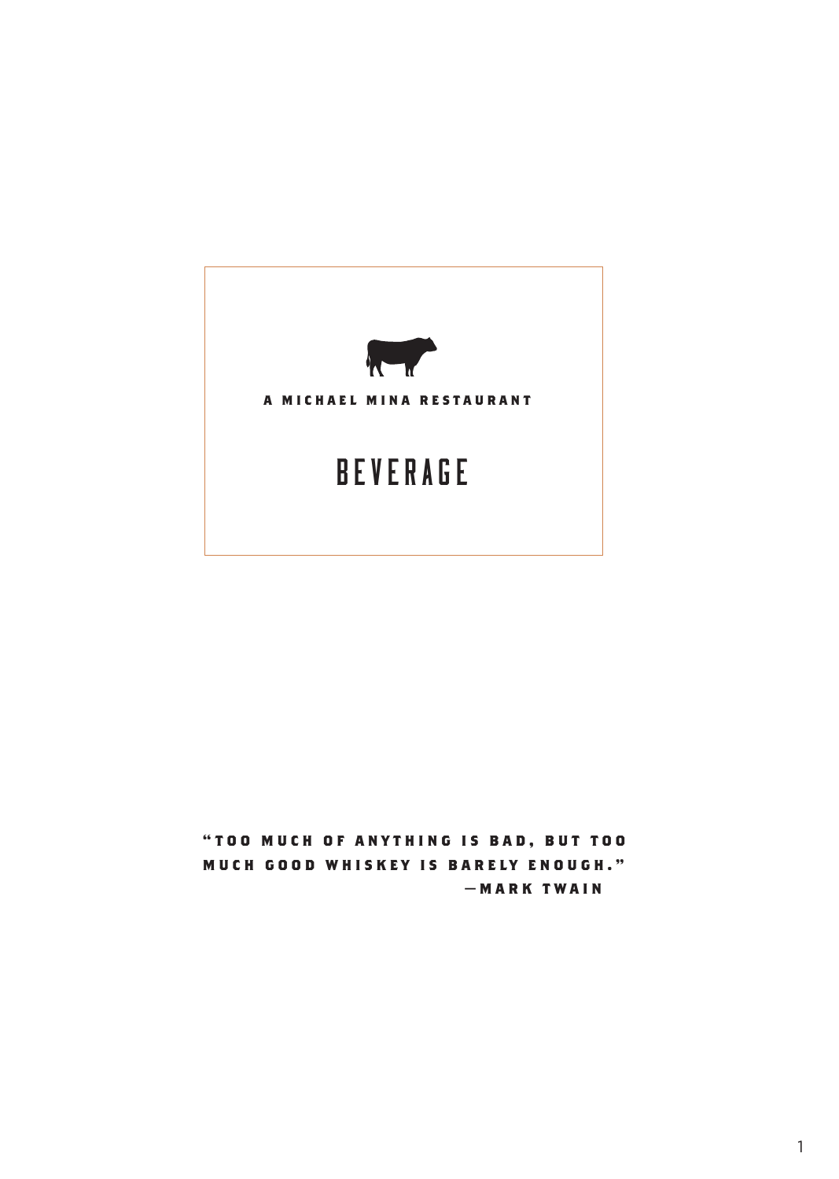A MICHAEL MINA RESTAURANT

# BEVERAGE

**"TOO MUCH OF ANYTHING IS BAD, BUT TOO MUCH GOOD WHISKEY IS BARELY ENOUGH."**
**—MARK TWAIN**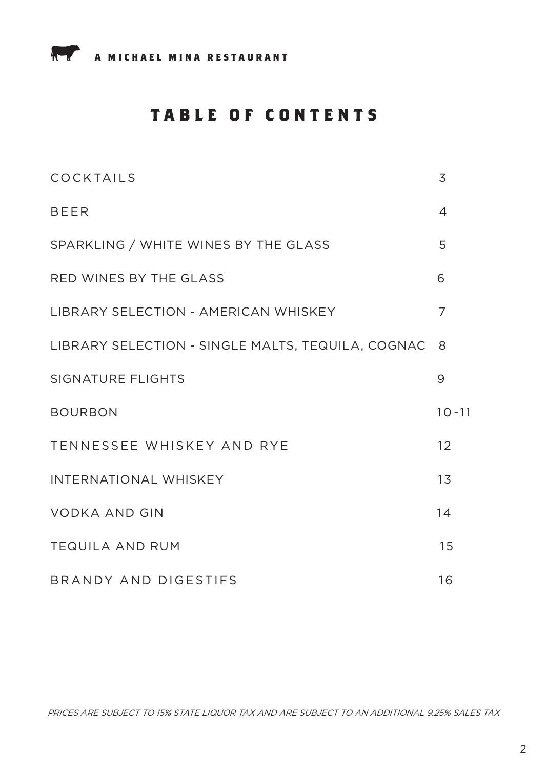A MICHAEL MINA RESTAURANT

# TABLE OF CONTENTS

| | |
|---|---|
| COCKTAILS | 3 |
| BEER | 4 |
| SPARKLING / WHITE WINES BY THE GLASS | 5 |
| RED WINES BY THE GLASS | 6 |
| LIBRARY SELECTION - AMERICAN WHISKEY | 7 |
| LIBRARY SELECTION - SINGLE MALTS, TEQUILA, COGNAC | 8 |
| SIGNATURE FLIGHTS | 9 |
| BOURBON | 10-11 |
| TENNESSEE WHISKEY AND RYE | 12 |
| INTERNATIONAL WHISKEY | 13 |
| VODKA AND GIN | 14 |
| TEQUILA AND RUM | 15 |
| BRANDY AND DIGESTIFS | 16 |

*PRICES ARE SUBJECT TO 15% STATE LIQUOR TAX AND ARE SUBJECT TO AN ADDITIONAL 9.25% SALES TAX*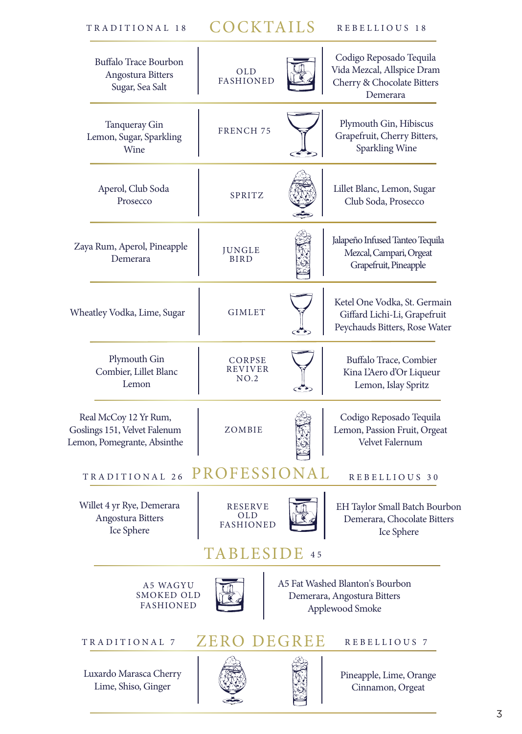# COCKTAILS

| TRADITIONAL 18 | | REBELLIOUS 18 |
|---|---|---|
| Buffalo Trace Bourbon, Angostura Bitters, Sugar, Sea Salt | OLD FASHIONED | Codigo Reposado Tequila, Vida Mezcal, Allspice Dram, Cherry & Chocolate Bitters, Demerara |
| Tanqueray Gin, Lemon, Sugar, Sparkling Wine | FRENCH 75 | Plymouth Gin, Hibiscus, Grapefruit, Cherry Bitters, Sparkling Wine |
| Aperol, Club Soda, Prosecco | SPRITZ | Lillet Blanc, Lemon, Sugar, Club Soda, Prosecco |
| Zaya Rum, Aperol, Pineapple, Demerara | JUNGLE BIRD | Jalapeño Infused Tanteo Tequila, Mezcal, Campari, Orgeat, Grapefruit, Pineapple |
| Wheatley Vodka, Lime, Sugar | GIMLET | Ketel One Vodka, St. Germain, Giffard Lichi-Li, Grapefruit, Peychauds Bitters, Rose Water |
| Plymouth Gin, Combier, Lillet Blanc, Lemon | CORPSE REVIVER NO.2 | Buffalo Trace, Combier, Kina L'Aero d'Or Liqueur, Lemon, Islay Spritz |
| Real McCoy 12 Yr Rum, Goslings 151, Velvet Falenum, Lemon, Pomegrante, Absinthe | ZOMBIE | Codigo Reposado Tequila, Lemon, Passion Fruit, Orgeat, Velvet Falernum |

# PROFESSIONAL

| TRADITIONAL 26 | | REBELLIOUS 30 |
|---|---|---|
| Willet 4 yr Rye, Demerara, Angostura Bitters, Ice Sphere | RESERVE OLD FASHIONED | EH Taylor Small Batch Bourbon, Demerara, Chocolate Bitters, Ice Sphere |

# TABLESIDE 45

**A5 WAGYU SMOKED OLD FASHIONED**

A5 Fat Washed Blanton's Bourbon, Demerara, Angostura Bitters, Applewood Smoke

# ZERO DEGREE

| TRADITIONAL 7 | REBELLIOUS 7 |
|---|---|
| Luxardo Marasca Cherry, Lime, Shiso, Ginger | Pineapple, Lime, Orange, Cinnamon, Orgeat |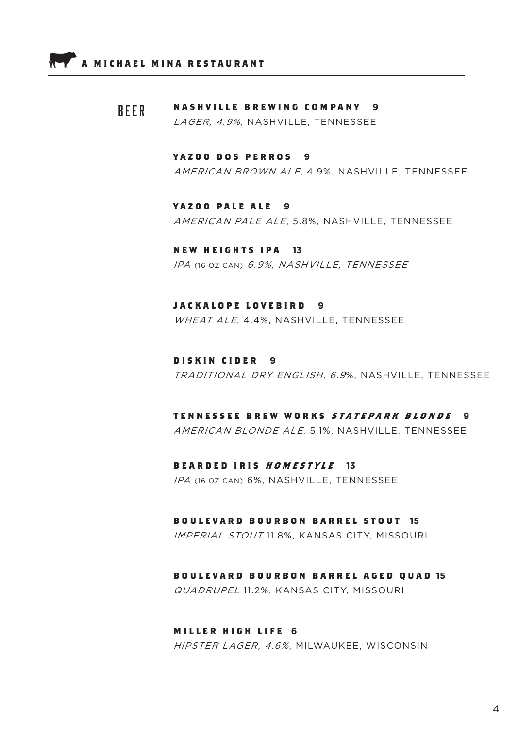A MICHAEL MINA RESTAURANT

# BEER

**NASHVILLE BREWING COMPANY 9**
*LAGER, 4.9%,* NASHVILLE, TENNESSEE

**YAZOO DOS PERROS 9**
*AMERICAN BROWN ALE*, 4.9%, NASHVILLE, TENNESSEE

**YAZOO PALE ALE 9**
*AMERICAN PALE ALE*, 5.8%, NASHVILLE, TENNESSEE

**NEW HEIGHTS IPA 13**
*IPA* (16 OZ CAN) *6.9%, NASHVILLE, TENNESSEE*

**JACKALOPE LOVEBIRD 9**
*WHEAT ALE*, 4.4%, NASHVILLE, TENNESSEE

**DISKIN CIDER 9**
*TRADITIONAL DRY ENGLISH, 6.9*%, NASHVILLE, TENNESSEE

**TENNESSEE BREW WORKS *STATEPARK BLONDE* 9**
*AMERICAN BLONDE ALE*, 5.1%, NASHVILLE, TENNESSEE

**BEARDED IRIS *HOMESTYLE* 13**
*IPA* (16 OZ CAN) 6%, NASHVILLE, TENNESSEE

**BOULEVARD BOURBON BARREL STOUT 15**
*IMPERIAL STOUT* 11.8%, KANSAS CITY, MISSOURI

**BOULEVARD BOURBON BARREL AGED QUAD 15**
*QUADRUPEL* 11.2%, KANSAS CITY, MISSOURI

**MILLER HIGH LIFE 6**
*HIPSTER LAGER, 4.6%*, MILWAUKEE, WISCONSIN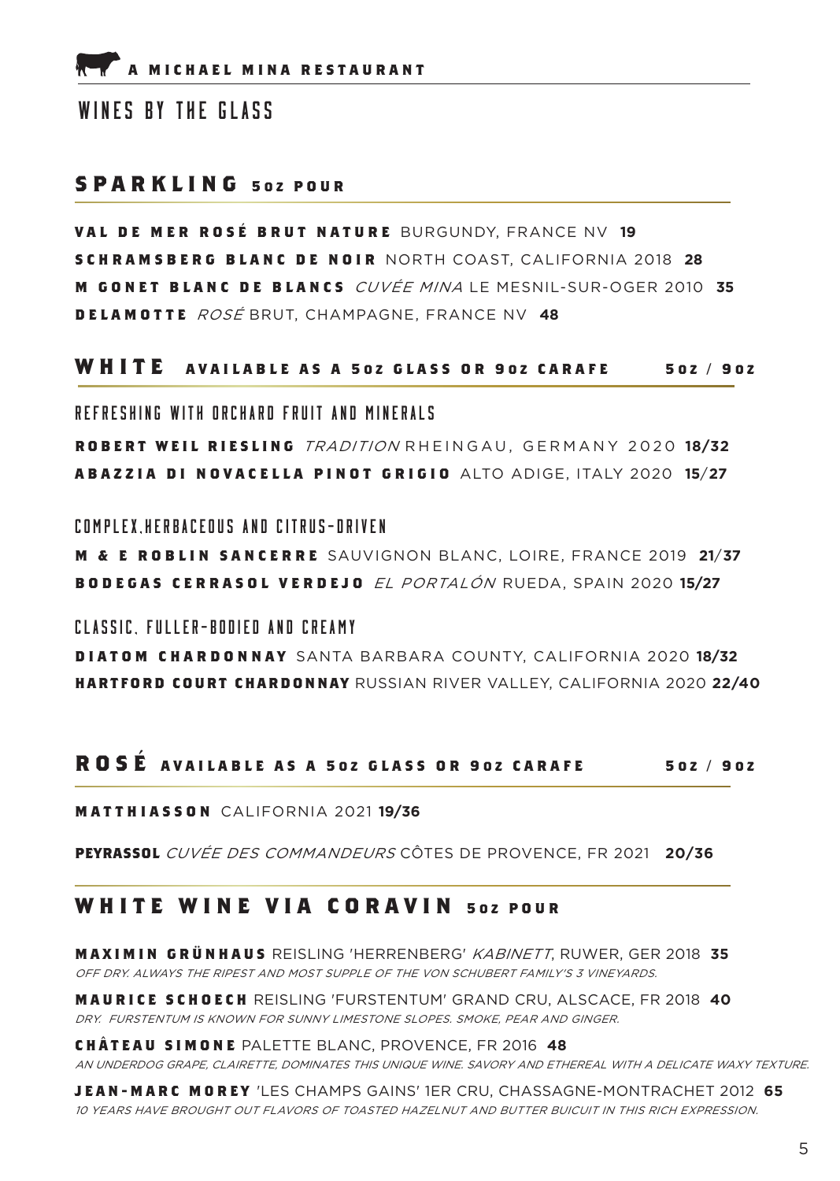A MICHAEL MINA RESTAURANT

# WINES BY THE GLASS

## SPARKLING 5oz POUR

**VAL DE MER ROSÉ BRUT NATURE** BURGUNDY, FRANCE NV **19**
**SCHRAMSBERG BLANC DE NOIR** NORTH COAST, CALIFORNIA 2018 **28**
**M GONET BLANC DE BLANCS** *CUVÉE MINA* LE MESNIL-SUR-OGER 2010 **35**
**DELAMOTTE** *ROSÉ* BRUT, CHAMPAGNE, FRANCE NV **48**

## WHITE AVAILABLE AS A 5oz GLASS OR 9oz CARAFE 5oz / 9oz

### REFRESHING WITH ORCHARD FRUIT AND MINERALS

**ROBERT WEIL RIESLING** *TRADITION* RHEINGAU, GERMANY 2020 **18/32**
**ABAZZIA DI NOVACELLA PINOT GRIGIO** ALTO ADIGE, ITALY 2020 **15/27**

### COMPLEX,HERBACEOUS AND CITRUS-DRIVEN

**M & E ROBLIN SANCERRE** SAUVIGNON BLANC, LOIRE, FRANCE 2019 **21/37**
**BODEGAS CERRASOL VERDEJO** *EL PORTALÓN* RUEDA, SPAIN 2020 **15/27**

### CLASSIC, FULLER-BODIED AND CREAMY

**DIATOM CHARDONNAY** SANTA BARBARA COUNTY, CALIFORNIA 2020 **18/32**
**HARTFORD COURT CHARDONNAY** RUSSIAN RIVER VALLEY, CALIFORNIA 2020 **22/40**

## ROSÉ AVAILABLE AS A 5oz GLASS OR 9oz CARAFE 5oz / 9oz

**MATTHIASSON** CALIFORNIA 2021 **19/36**

**PEYRASSOL** *CUVÉE DES COMMANDEURS* CÔTES DE PROVENCE, FR 2021 **20/36**

## WHITE WINE VIA CORAVIN 5oz POUR

**MAXIMIN GRÜNHAUS** REISLING 'HERRENBERG' *KABINETT*, RUWER, GER 2018 **35**
*OFF DRY. ALWAYS THE RIPEST AND MOST SUPPLE OF THE VON SCHUBERT FAMILY'S 3 VINEYARDS.*

**MAURICE SCHOECH** REISLING 'FURSTENTUM' GRAND CRU, ALSCACE, FR 2018 **40**
*DRY. FURSTENTUM IS KNOWN FOR SUNNY LIMESTONE SLOPES. SMOKE, PEAR AND GINGER.*

**CHÂTEAU SIMONE** PALETTE BLANC, PROVENCE, FR 2016 **48**
*AN UNDERDOG GRAPE, CLAIRETTE, DOMINATES THIS UNIQUE WINE. SAVORY AND ETHEREAL WITH A DELICATE WAXY TEXTURE.*

**JEAN-MARC MOREY** 'LES CHAMPS GAINS' 1ER CRU, CHASSAGNE-MONTRACHET 2012 **65**
*10 YEARS HAVE BROUGHT OUT FLAVORS OF TOASTED HAZELNUT AND BUTTER BUICUIT IN THIS RICH EXPRESSION.*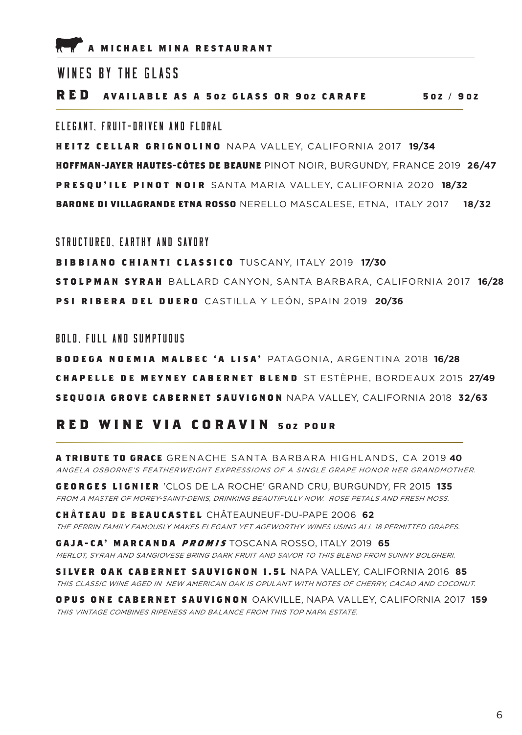A MICHAEL MINA RESTAURANT

# WINES BY THE GLASS

## RED AVAILABLE AS A 5oz GLASS OR 9oz CARAFE — 5oz / 9oz

### ELEGANT, FRUIT-DRIVEN AND FLORAL

**HEITZ CELLAR GRIGNOLINO** NAPA VALLEY, CALIFORNIA 2017 **19/34**

**HOFFMAN-JAYER HAUTES-CÔTES DE BEAUNE** PINOT NOIR, BURGUNDY, FRANCE 2019 **26/47**

**PRESQU'ILE PINOT NOIR** SANTA MARIA VALLEY, CALIFORNIA 2020 **18/32**

**BARONE DI VILLAGRANDE ETNA ROSSO** NERELLO MASCALESE, ETNA, ITALY 2017 **18/32**

### STRUCTURED, EARTHY AND SAVORY

**BIBBIANO CHIANTI CLASSICO** TUSCANY, ITALY 2019 **17/30**

**STOLPMAN SYRAH** BALLARD CANYON, SANTA BARBARA, CALIFORNIA 2017 **16/28**

**PSI RIBERA DEL DUERO** CASTILLA Y LEÓN, SPAIN 2019 **20/36**

### BOLD, FULL AND SUMPTUOUS

**BODEGA NOEMIA MALBEC 'A LISA'** PATAGONIA, ARGENTINA 2018 **16/28**

**CHAPELLE DE MEYNEY CABERNET BLEND** ST ESTÈPHE, BORDEAUX 2015 **27/49**

**SEQUOIA GROVE CABERNET SAUVIGNON** NAPA VALLEY, CALIFORNIA 2018 **32/63**

## RED WINE VIA CORAVIN 5oz POUR

**A TRIBUTE TO GRACE** GRENACHE SANTA BARBARA HIGHLANDS, CA 2019 **40**
*ANGELA OSBORNE'S FEATHERWEIGHT EXPRESSIONS OF A SINGLE GRAPE HONOR HER GRANDMOTHER.*

**GEORGES LIGNIER** 'CLOS DE LA ROCHE' GRAND CRU, BURGUNDY, FR 2015 **135**
*FROM A MASTER OF MOREY-SAINT-DENIS, DRINKING BEAUTIFULLY NOW. ROSE PETALS AND FRESH MOSS.*

**CHÂTEAU DE BEAUCASTEL** CHÂTEAUNEUF-DU-PAPE 2006 **62**
*THE PERRIN FAMILY FAMOUSLY MAKES ELEGANT YET AGEWORTHY WINES USING ALL 18 PERMITTED GRAPES.*

**GAJA-CA' MARCANDA *PROMIS*** TOSCANA ROSSO, ITALY 2019 **65**
*MERLOT, SYRAH AND SANGIOVESE BRING DARK FRUIT AND SAVOR TO THIS BLEND FROM SUNNY BOLGHERI.*

**SILVER OAK CABERNET SAUVIGNON 1.5L** NAPA VALLEY, CALIFORNIA 2016 **85**
*THIS CLASSIC WINE AGED IN NEW AMERICAN OAK IS OPULANT WITH NOTES OF CHERRY, CACAO AND COCONUT.*

**OPUS ONE CABERNET SAUVIGNON** OAKVILLE, NAPA VALLEY, CALIFORNIA 2017 **159**
*THIS VINTAGE COMBINES RIPENESS AND BALANCE FROM THIS TOP NAPA ESTATE.*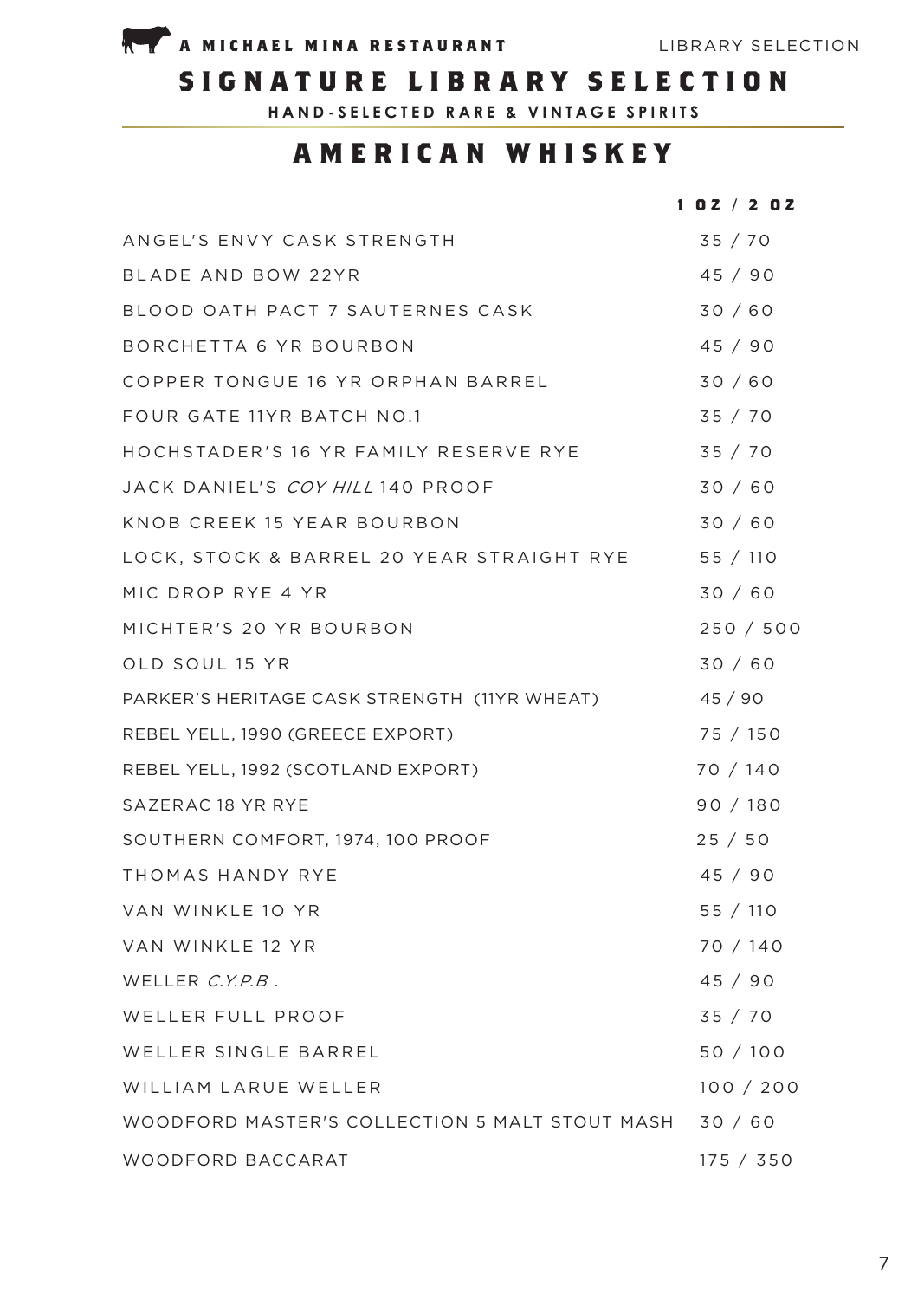# SIGNATURE LIBRARY SELECTION

**HAND-SELECTED RARE & VINTAGE SPIRITS**

## AMERICAN WHISKEY

| | 1 OZ / 2 OZ |
|---|---|
| ANGEL'S ENVY CASK STRENGTH | 35 / 70 |
| BLADE AND BOW 22YR | 45 / 90 |
| BLOOD OATH PACT 7 SAUTERNES CASK | 30 / 60 |
| BORCHETTA 6 YR BOURBON | 45 / 90 |
| COPPER TONGUE 16 YR ORPHAN BARREL | 30 / 60 |
| FOUR GATE 11YR BATCH NO.1 | 35 / 70 |
| HOCHSTADER'S 16 YR FAMILY RESERVE RYE | 35 / 70 |
| JACK DANIEL'S *COY HILL* 140 PROOF | 30 / 60 |
| KNOB CREEK 15 YEAR BOURBON | 30 / 60 |
| LOCK, STOCK & BARREL 20 YEAR STRAIGHT RYE | 55 / 110 |
| MIC DROP RYE 4 YR | 30 / 60 |
| MICHTER'S 20 YR BOURBON | 250 / 500 |
| OLD SOUL 15 YR | 30 / 60 |
| PARKER'S HERITAGE CASK STRENGTH (11YR WHEAT) | 45 / 90 |
| REBEL YELL, 1990 (GREECE EXPORT) | 75 / 150 |
| REBEL YELL, 1992 (SCOTLAND EXPORT) | 70 / 140 |
| SAZERAC 18 YR RYE | 90 / 180 |
| SOUTHERN COMFORT, 1974, 100 PROOF | 25 / 50 |
| THOMAS HANDY RYE | 45 / 90 |
| VAN WINKLE 10 YR | 55 / 110 |
| VAN WINKLE 12 YR | 70 / 140 |
| WELLER *C.Y.P.B.* | 45 / 90 |
| WELLER FULL PROOF | 35 / 70 |
| WELLER SINGLE BARREL | 50 / 100 |
| WILLIAM LARUE WELLER | 100 / 200 |
| WOODFORD MASTER'S COLLECTION 5 MALT STOUT MASH | 30 / 60 |
| WOODFORD BACCARAT | 175 / 350 |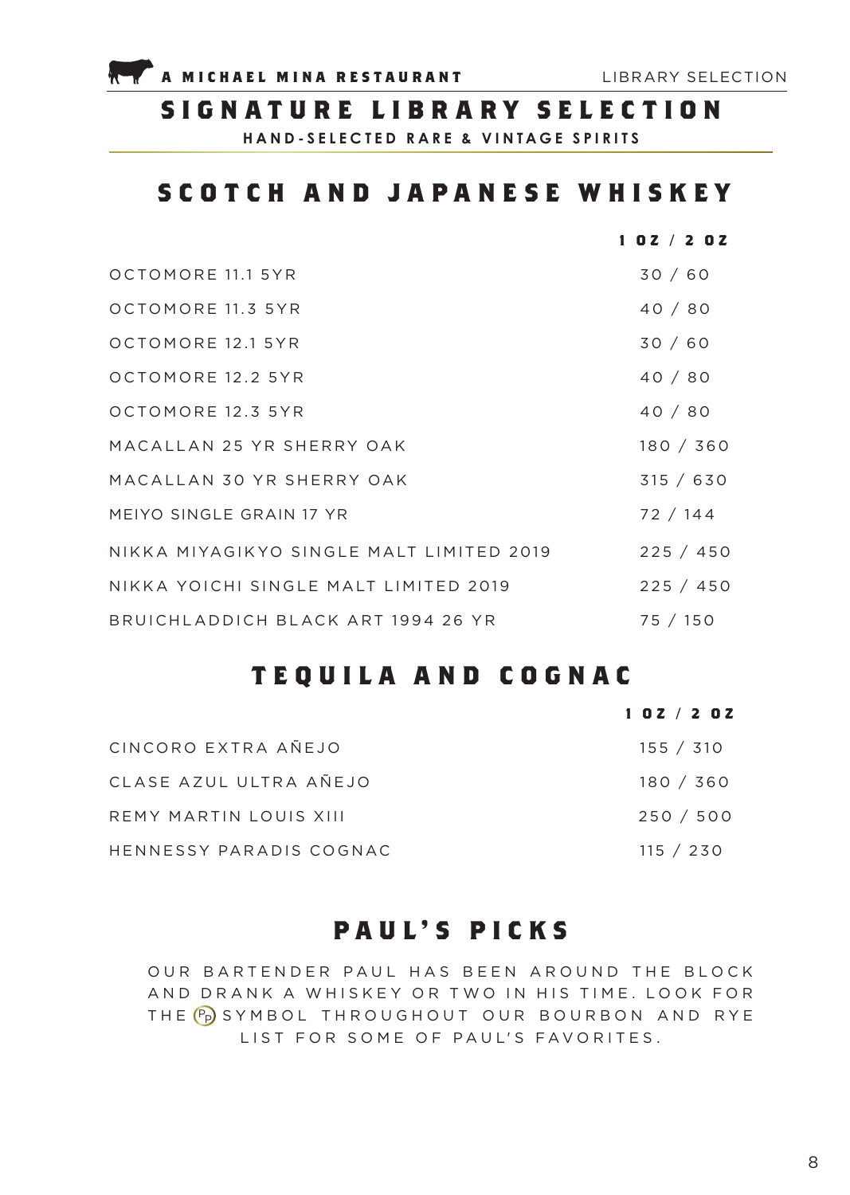# SIGNATURE LIBRARY SELECTION

**HAND-SELECTED RARE & VINTAGE SPIRITS**

## SCOTCH AND JAPANESE WHISKEY

| | 1 OZ / 2 OZ |
|---|---|
| OCTOMORE 11.1 5YR | 30 / 60 |
| OCTOMORE 11.3 5YR | 40 / 80 |
| OCTOMORE 12.1 5YR | 30 / 60 |
| OCTOMORE 12.2 5YR | 40 / 80 |
| OCTOMORE 12.3 5YR | 40 / 80 |
| MACALLAN 25 YR SHERRY OAK | 180 / 360 |
| MACALLAN 30 YR SHERRY OAK | 315 / 630 |
| MEIYO SINGLE GRAIN 17 YR | 72 / 144 |
| NIKKA MIYAGIKYO SINGLE MALT LIMITED 2019 | 225 / 450 |
| NIKKA YOICHI SINGLE MALT LIMITED 2019 | 225 / 450 |
| BRUICHLADDICH BLACK ART 1994 26 YR | 75 / 150 |

## TEQUILA AND COGNAC

| | 1 OZ / 2 OZ |
|---|---|
| CINCORO EXTRA AÑEJO | 155 / 310 |
| CLASE AZUL ULTRA AÑEJO | 180 / 360 |
| REMY MARTIN LOUIS XIII | 250 / 500 |
| HENNESSY PARADIS COGNAC | 115 / 230 |

## PAUL'S PICKS

OUR BARTENDER PAUL HAS BEEN AROUND THE BLOCK AND DRANK A WHISKEY OR TWO IN HIS TIME. LOOK FOR THE (PP) SYMBOL THROUGHOUT OUR BOURBON AND RYE LIST FOR SOME OF PAUL'S FAVORITES.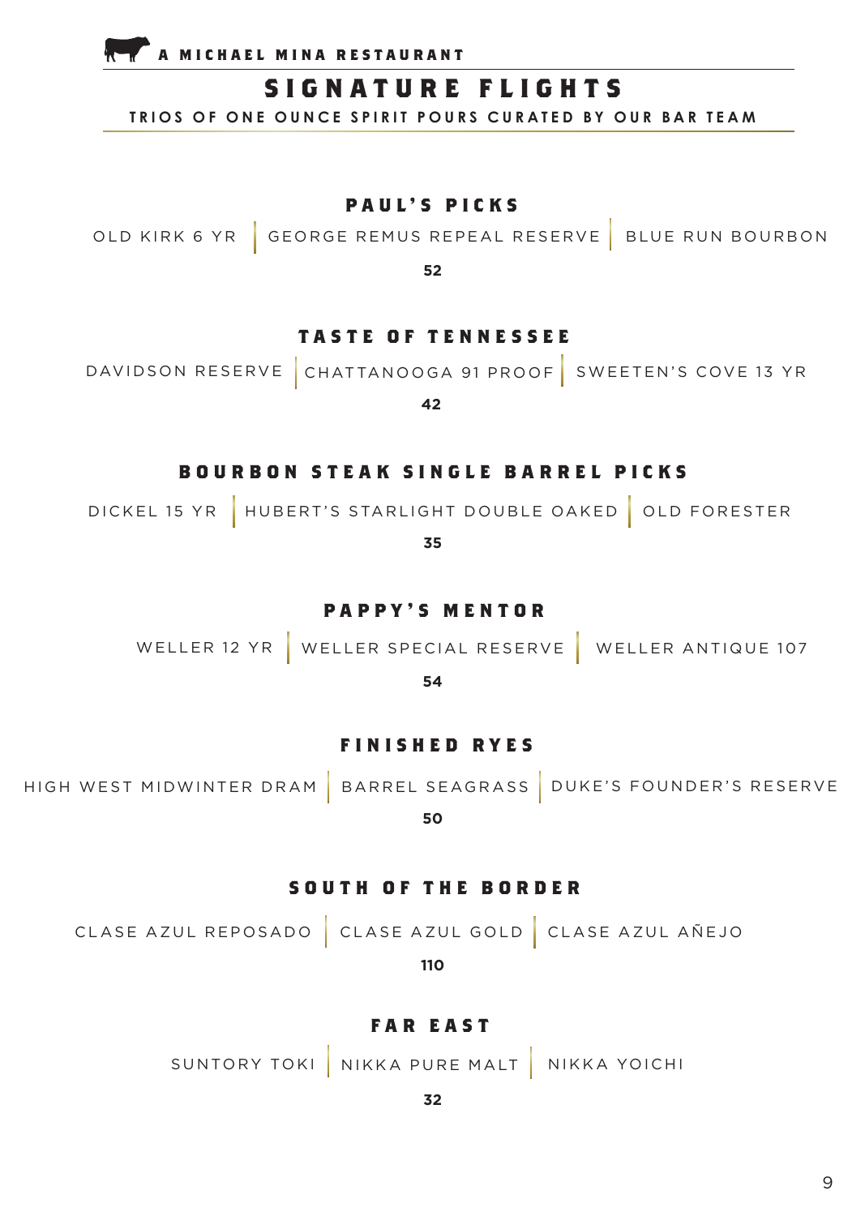A MICHAEL MINA RESTAURANT

# SIGNATURE FLIGHTS

**TRIOS OF ONE OUNCE SPIRIT POURS CURATED BY OUR BAR TEAM**

## PAUL'S PICKS

OLD KIRK 6 YR | GEORGE REMUS REPEAL RESERVE | BLUE RUN BOURBON

**52**

## TASTE OF TENNESSEE

DAVIDSON RESERVE | CHATTANOOGA 91 PROOF | SWEETEN'S COVE 13 YR

**42**

## BOURBON STEAK SINGLE BARREL PICKS

DICKEL 15 YR | HUBERT'S STARLIGHT DOUBLE OAKED | OLD FORESTER

**35**

## PAPPY'S MENTOR

WELLER 12 YR | WELLER SPECIAL RESERVE | WELLER ANTIQUE 107

**54**

## FINISHED RYES

HIGH WEST MIDWINTER DRAM | BARREL SEAGRASS | DUKE'S FOUNDER'S RESERVE

**50**

## SOUTH OF THE BORDER

CLASE AZUL REPOSADO | CLASE AZUL GOLD | CLASE AZUL AÑEJO

**110**

## FAR EAST

SUNTORY TOKI | NIKKA PURE MALT | NIKKA YOICHI

**32**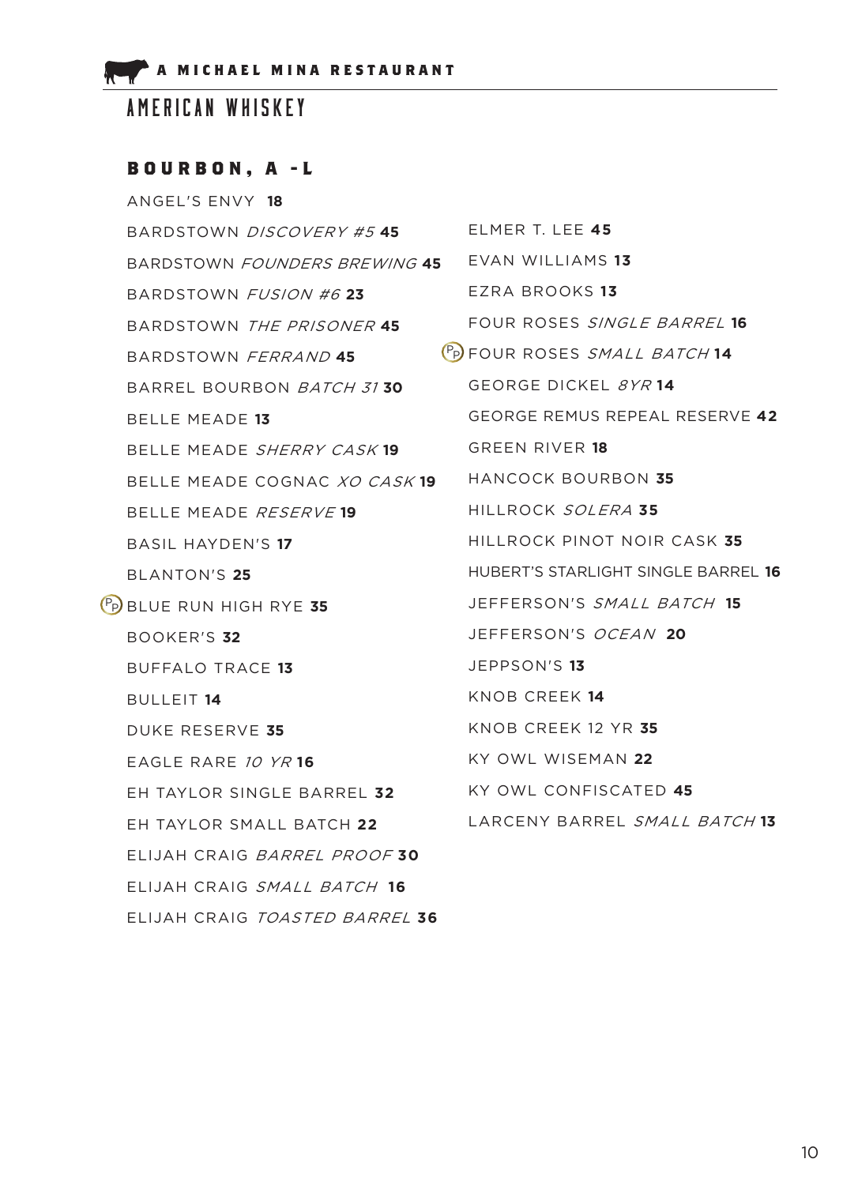A MICHAEL MINA RESTAURANT

# AMERICAN WHISKEY

## BOURBON, A - L

ANGEL'S ENVY **18**

BARDSTOWN *DISCOVERY #5* **45**

BARDSTOWN *FOUNDERS BREWING* **45**

BARDSTOWN *FUSION #6* **23**

BARDSTOWN *THE PRISONER* **45**

BARDSTOWN *FERRAND* **45**

BARREL BOURBON *BATCH 31* **30**

BELLE MEADE **13**

BELLE MEADE *SHERRY CASK* **19**

BELLE MEADE COGNAC *XO CASK* **19**

BELLE MEADE *RESERVE* **19**

BASIL HAYDEN'S **17**

BLANTON'S **25**

(PP) BLUE RUN HIGH RYE **35**

BOOKER'S **32**

BUFFALO TRACE **13**

BULLEIT **14**

DUKE RESERVE **35**

EAGLE RARE *10 YR* **16**

EH TAYLOR SINGLE BARREL **32**

EH TAYLOR SMALL BATCH **22**

ELIJAH CRAIG *BARREL PROOF* **30**

ELIJAH CRAIG *SMALL BATCH* **16**

ELIJAH CRAIG *TOASTED BARREL* **36**

ELMER T. LEE **45**

EVAN WILLIAMS **13**

EZRA BROOKS **13**

FOUR ROSES *SINGLE BARREL* **16**

(PP) FOUR ROSES *SMALL BATCH* **14**

GEORGE DICKEL *8YR* **14**

GEORGE REMUS REPEAL RESERVE **42**

GREEN RIVER **18**

HANCOCK BOURBON **35**

HILLROCK *SOLERA* **35**

HILLROCK PINOT NOIR CASK **35**

HUBERT'S STARLIGHT SINGLE BARREL **16**

JEFFERSON'S *SMALL BATCH* **15**

JEFFERSON'S *OCEAN* **20**

JEPPSON'S **13**

KNOB CREEK **14**

KNOB CREEK 12 YR **35**

KY OWL WISEMAN **22**

KY OWL CONFISCATED **45**

LARCENY BARREL *SMALL BATCH* **13**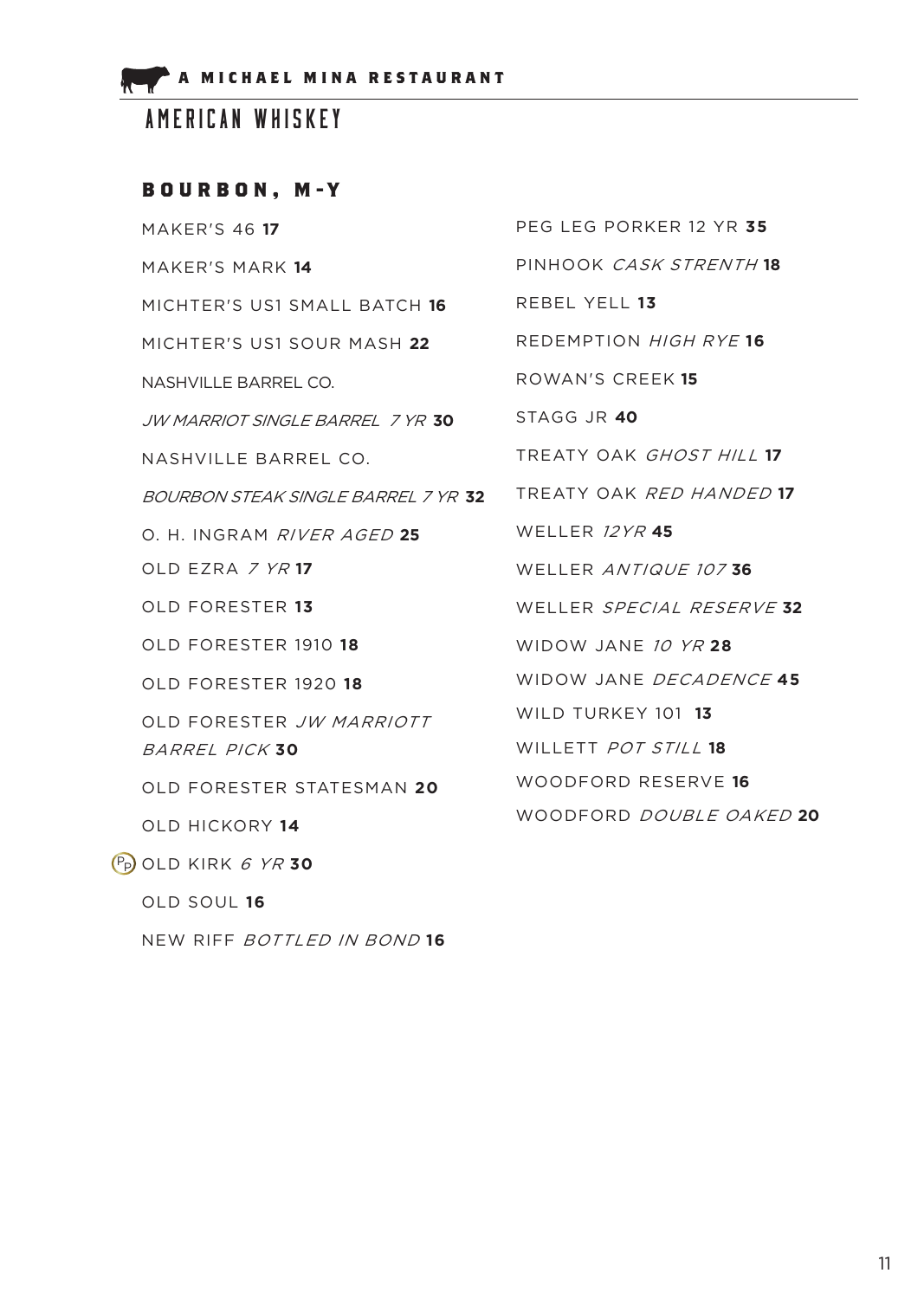A MICHAEL MINA RESTAURANT

# AMERICAN WHISKEY

## BOURBON, M-Y

MAKER'S 46 **17**

MAKER'S MARK **14**

MICHTER'S US1 SMALL BATCH **16**

MICHTER'S US1 SOUR MASH **22**

NASHVILLE BARREL CO.

*JW MARRIOT SINGLE BARREL 7 YR* **30**

NASHVILLE BARREL CO.

*BOURBON STEAK SINGLE BARREL 7 YR* **32**

O. H. INGRAM *RIVER AGED* **25**

OLD EZRA *7 YR* **17**

OLD FORESTER **13**

OLD FORESTER 1910 **18**

OLD FORESTER 1920 **18**

OLD FORESTER *JW MARRIOTT BARREL PICK* **30**

OLD FORESTER STATESMAN **20**

OLD HICKORY **14**

(PP) OLD KIRK *6 YR* **30**

OLD SOUL **16**

NEW RIFF *BOTTLED IN BOND* **16**

PEG LEG PORKER 12 YR **35**

PINHOOK *CASK STRENTH* **18**

REBEL YELL **13**

REDEMPTION *HIGH RYE* **16**

ROWAN'S CREEK **15**

STAGG JR **40**

TREATY OAK *GHOST HILL* **17**

TREATY OAK *RED HANDED* **17**

WELLER *12YR* **45**

WELLER *ANTIQUE 107* **36**

WELLER *SPECIAL RESERVE* **32**

WIDOW JANE *10 YR* **28**

WIDOW JANE *DECADENCE* **45**

WILD TURKEY 101 **13**

WILLETT *POT STILL* **18**

WOODFORD RESERVE **16**

WOODFORD *DOUBLE OAKED* **20**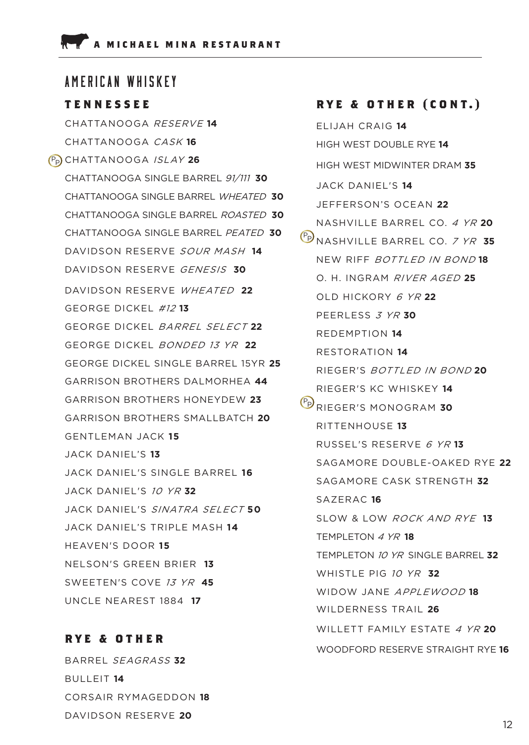# AMERICAN WHISKEY

## TENNESSEE

CHATTANOOGA *RESERVE* **14**

CHATTANOOGA *CASK* **16**

(PP) CHATTANOOGA *ISLAY* **26**

CHATTANOOGA SINGLE BARREL *91/111* **30**

CHATTANOOGA SINGLE BARREL *WHEATED* **30**

CHATTANOOGA SINGLE BARREL *ROASTED* **30**

CHATTANOOGA SINGLE BARREL *PEATED* **30**

DAVIDSON RESERVE *SOUR MASH* **14**

DAVIDSON RESERVE *GENESIS* **30**

DAVIDSON RESERVE *WHEATED* **22**

GEORGE DICKEL *#12* **13**

GEORGE DICKEL *BARREL SELECT* **22**

GEORGE DICKEL *BONDED 13 YR* **22**

GEORGE DICKEL SINGLE BARREL 15YR **25**

GARRISON BROTHERS DALMORHEA **44**

GARRISON BROTHERS HONEYDEW **23**

GARRISON BROTHERS SMALLBATCH **20**

GENTLEMAN JACK **15**

JACK DANIEL'S **13**

JACK DANIEL'S SINGLE BARREL **16**

JACK DANIEL'S *10 YR* **32**

JACK DANIEL'S *SINATRA SELECT* **50**

JACK DANIEL'S TRIPLE MASH **14**

HEAVEN'S DOOR **15**

NELSON'S GREEN BRIER **13**

SWEETEN'S COVE *13 YR* **45**

UNCLE NEAREST 1884 **17**

## RYE & OTHER

BARREL *SEAGRASS* **32**

BULLEIT **14**

CORSAIR RYMAGEDDON **18**

DAVIDSON RESERVE **20**

## RYE & OTHER (CONT.)

ELIJAH CRAIG **14**

HIGH WEST DOUBLE RYE **14**

HIGH WEST MIDWINTER DRAM **35**

JACK DANIEL'S **14**

JEFFERSON'S OCEAN **22**

NASHVILLE BARREL CO. *4 YR* **20**

(PP) NASHVILLE BARREL CO. *7 YR* **35**

NEW RIFF *BOTTLED IN BOND* **18**

O. H. INGRAM *RIVER AGED* **25**

OLD HICKORY *6 YR* **22**

PEERLESS *3 YR* **30**

REDEMPTION **14**

RESTORATION **14**

RIEGER'S *BOTTLED IN BOND* **20**

RIEGER'S KC WHISKEY **14**

(PP) RIEGER'S MONOGRAM **30**

RITTENHOUSE **13**

RUSSEL'S RESERVE *6 YR* **13**

SAGAMORE DOUBLE-OAKED RYE **22**

SAGAMORE CASK STRENGTH **32**

SAZERAC **16**

SLOW & LOW *ROCK AND RYE* **13**

TEMPLETON *4 YR* **18**

TEMPLETON *10 YR* SINGLE BARREL **32**

WHISTLE PIG *10 YR* **32**

WIDOW JANE *APPLEWOOD* **18**

WILDERNESS TRAIL **26**

WILLETT FAMILY ESTATE *4 YR* **20**

WOODFORD RESERVE STRAIGHT RYE **16**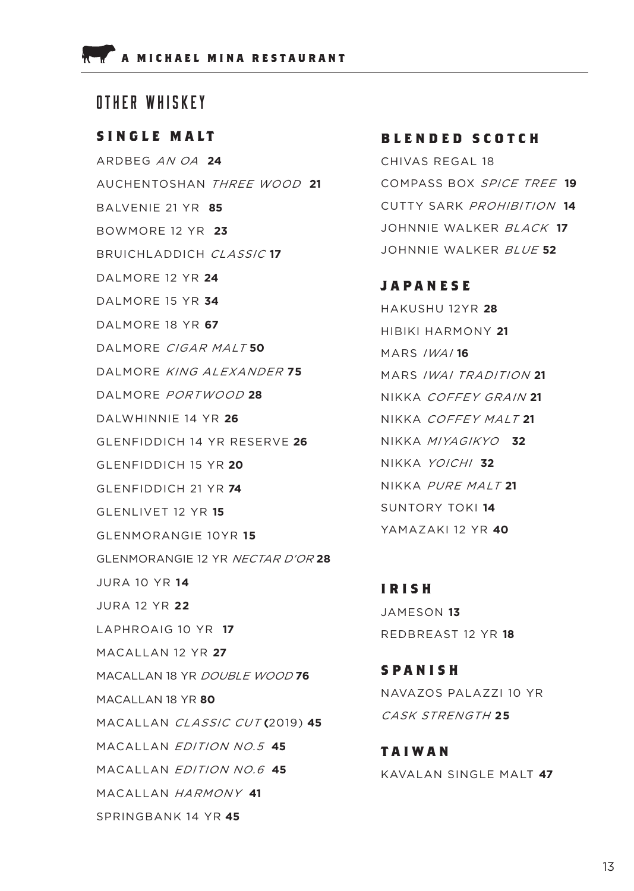A MICHAEL MINA RESTAURANT

# OTHER WHISKEY

## SINGLE MALT

ARDBEG *AN OA* **24**

AUCHENTOSHAN *THREE WOOD* **21**

BALVENIE 21 YR **85**

BOWMORE 12 YR **23**

BRUICHLADDICH *CLASSIC* **17**

DALMORE 12 YR **24**

DALMORE 15 YR **34**

DALMORE 18 YR **67**

DALMORE *CIGAR MALT* **50**

DALMORE *KING ALEXANDER* **75**

DALMORE *PORTWOOD* **28**

DALWHINNIE 14 YR **26**

GLENFIDDICH 14 YR RESERVE **26**

GLENFIDDICH 15 YR **20**

GLENFIDDICH 21 YR **74**

GLENLIVET 12 YR **15**

GLENMORANGIE 10YR **15**

GLENMORANGIE 12 YR *NECTAR D'OR* **28**

JURA 10 YR **14**

JURA 12 YR **22**

LAPHROAIG 10 YR **17**

MACALLAN 12 YR **27**

MACALLAN 18 YR *DOUBLE WOOD* **76**

MACALLAN 18 YR **80**

MACALLAN *CLASSIC CUT* (2019) **45**

MACALLAN *EDITION NO.5* **45**

MACALLAN *EDITION NO.6* **45**

MACALLAN *HARMONY* **41**

SPRINGBANK 14 YR **45**

## BLENDED SCOTCH

CHIVAS REGAL 18

COMPASS BOX *SPICE TREE* **19**

CUTTY SARK *PROHIBITION* **14**

JOHNNIE WALKER *BLACK* **17**

JOHNNIE WALKER *BLUE* **52**

## JAPANESE

HAKUSHU 12YR **28**

HIBIKI HARMONY **21**

MARS *IWAI* **16**

MARS *IWAI TRADITION* **21**

NIKKA *COFFEY GRAIN* **21**

NIKKA *COFFEY MALT* **21**

NIKKA *MIYAGIKYO* **32**

NIKKA *YOICHI* **32**

NIKKA *PURE MALT* **21**

SUNTORY TOKI **14**

YAMAZAKI 12 YR **40**

## IRISH

JAMESON **13**

REDBREAST 12 YR **18**

## SPANISH

NAVAZOS PALAZZI 10 YR *CASK STRENGTH* **25**

## TAIWAN

KAVALAN SINGLE MALT **47**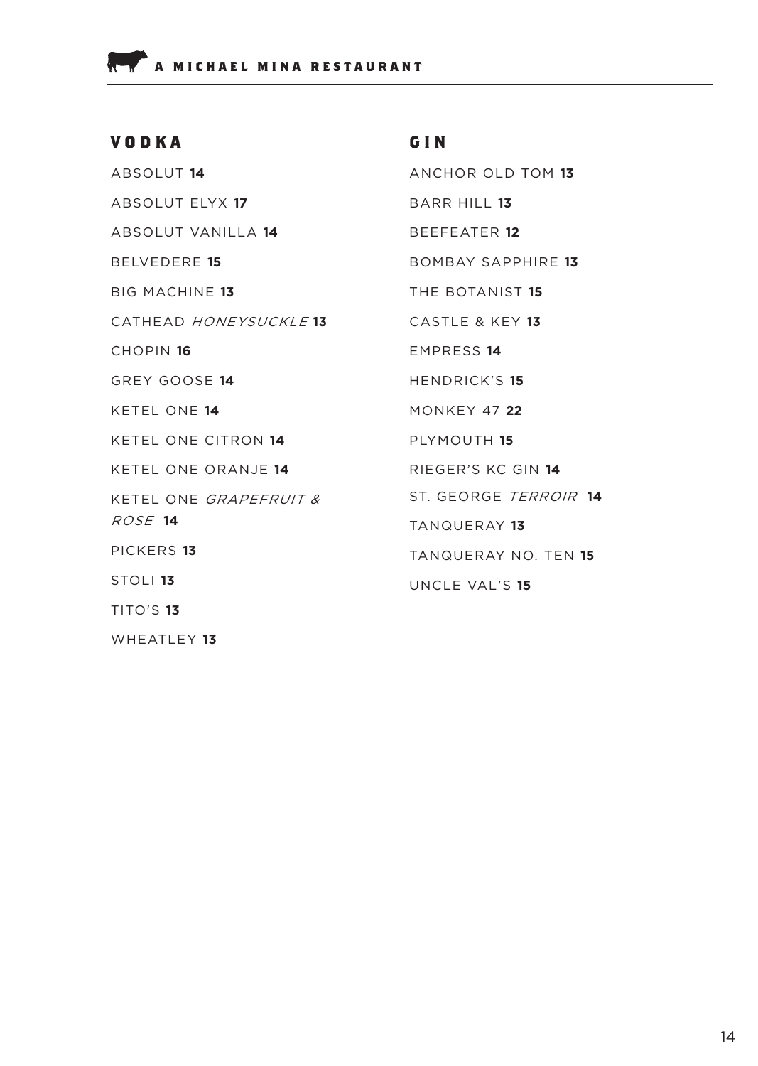## VODKA

ABSOLUT **14**

ABSOLUT ELYX **17**

ABSOLUT VANILLA **14**

BELVEDERE **15**

BIG MACHINE **13**

CATHEAD *HONEYSUCKLE* **13**

CHOPIN **16**

GREY GOOSE **14**

KETEL ONE **14**

KETEL ONE CITRON **14**

KETEL ONE ORANJE **14**

KETEL ONE *GRAPEFRUIT & ROSE* **14**

PICKERS **13**

STOLI **13**

TITO'S **13**

WHEATLEY **13**

## GIN

ANCHOR OLD TOM **13**

BARR HILL **13**

BEEFEATER **12**

BOMBAY SAPPHIRE **13**

THE BOTANIST **15**

CASTLE & KEY **13**

EMPRESS **14**

HENDRICK'S **15**

MONKEY 47 **22**

PLYMOUTH **15**

RIEGER'S KC GIN **14**

ST. GEORGE *TERROIR* **14**

TANQUERAY **13**

TANQUERAY NO. TEN **15**

UNCLE VAL'S **15**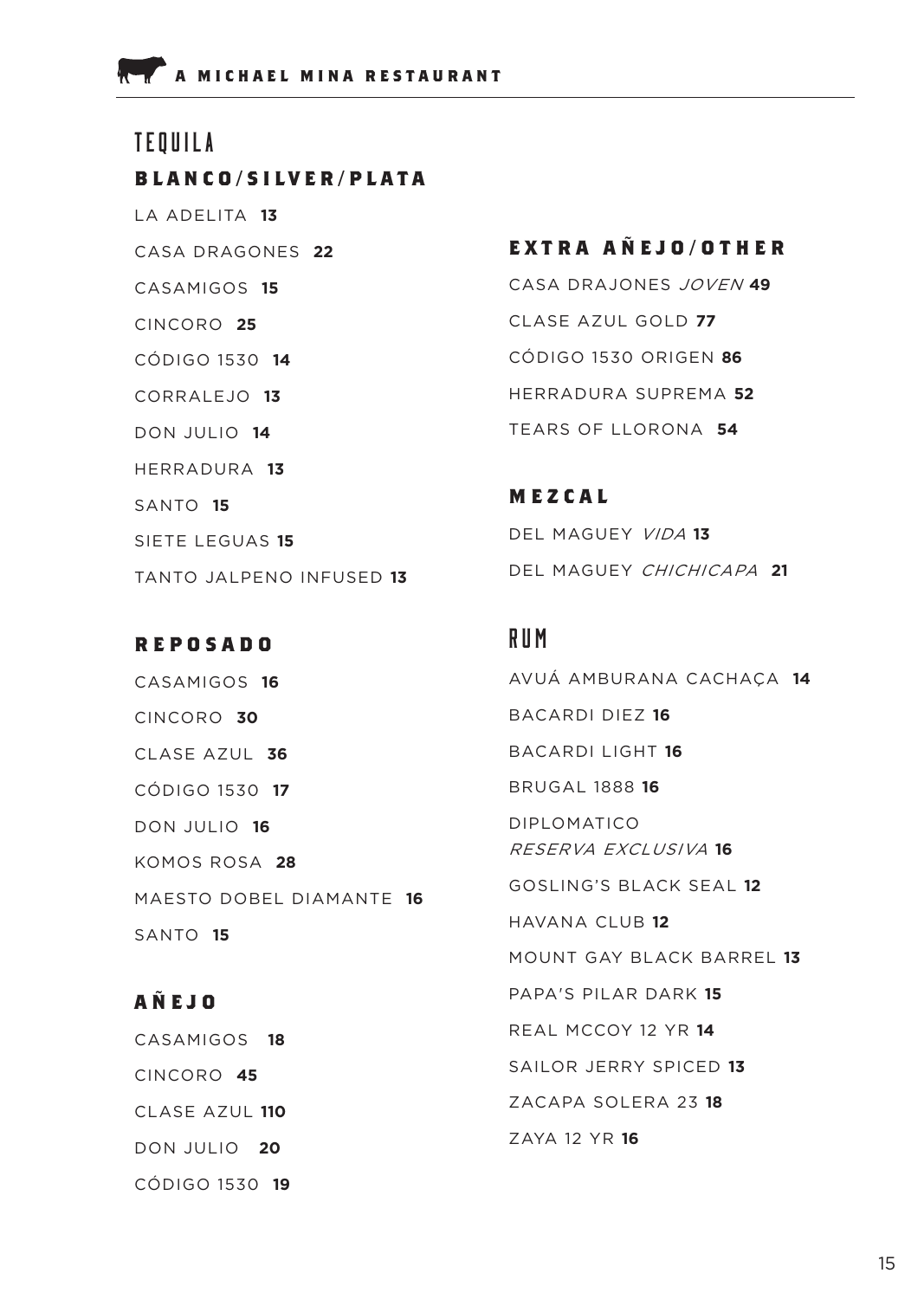# TEQUILA

## BLANCO/SILVER/PLATA

LA ADELITA **13**

CASA DRAGONES **22**

CASAMIGOS **15**

CINCORO **25**

CÓDIGO 1530 **14**

CORRALEJO **13**

DON JULIO **14**

HERRADURA **13**

SANTO **15**

SIETE LEGUAS **15**

TANTO JALPENO INFUSED **13**

## REPOSADO

CASAMIGOS **16**

CINCORO **30**

CLASE AZUL **36**

CÓDIGO 1530 **17**

DON JULIO **16**

KOMOS ROSA **28**

MAESTO DOBEL DIAMANTE **16**

SANTO **15**

## AÑEJO

CASAMIGOS **18**

CINCORO **45**

CLASE AZUL **110**

DON JULIO **20**

CÓDIGO 1530 **19**

## EXTRA AÑEJO/OTHER

CASA DRAJONES *JOVEN* **49**

CLASE AZUL GOLD **77**

CÓDIGO 1530 ORIGEN **86**

HERRADURA SUPREMA **52**

TEARS OF LLORONA **54**

## MEZCAL

DEL MAGUEY *VIDA* **13**

DEL MAGUEY *CHICHICAPA* **21**

# RUM

AVUÁ AMBURANA CACHAÇA **14**

BACARDI DIEZ **16**

BACARDI LIGHT **16**

BRUGAL 1888 **16**

DIPLOMATICO *RESERVA EXCLUSIVA* **16**

GOSLING'S BLACK SEAL **12**

HAVANA CLUB **12**

MOUNT GAY BLACK BARREL **13**

PAPA'S PILAR DARK **15**

REAL MCCOY 12 YR **14**

SAILOR JERRY SPICED **13**

ZACAPA SOLERA 23 **18**

ZAYA 12 YR **16**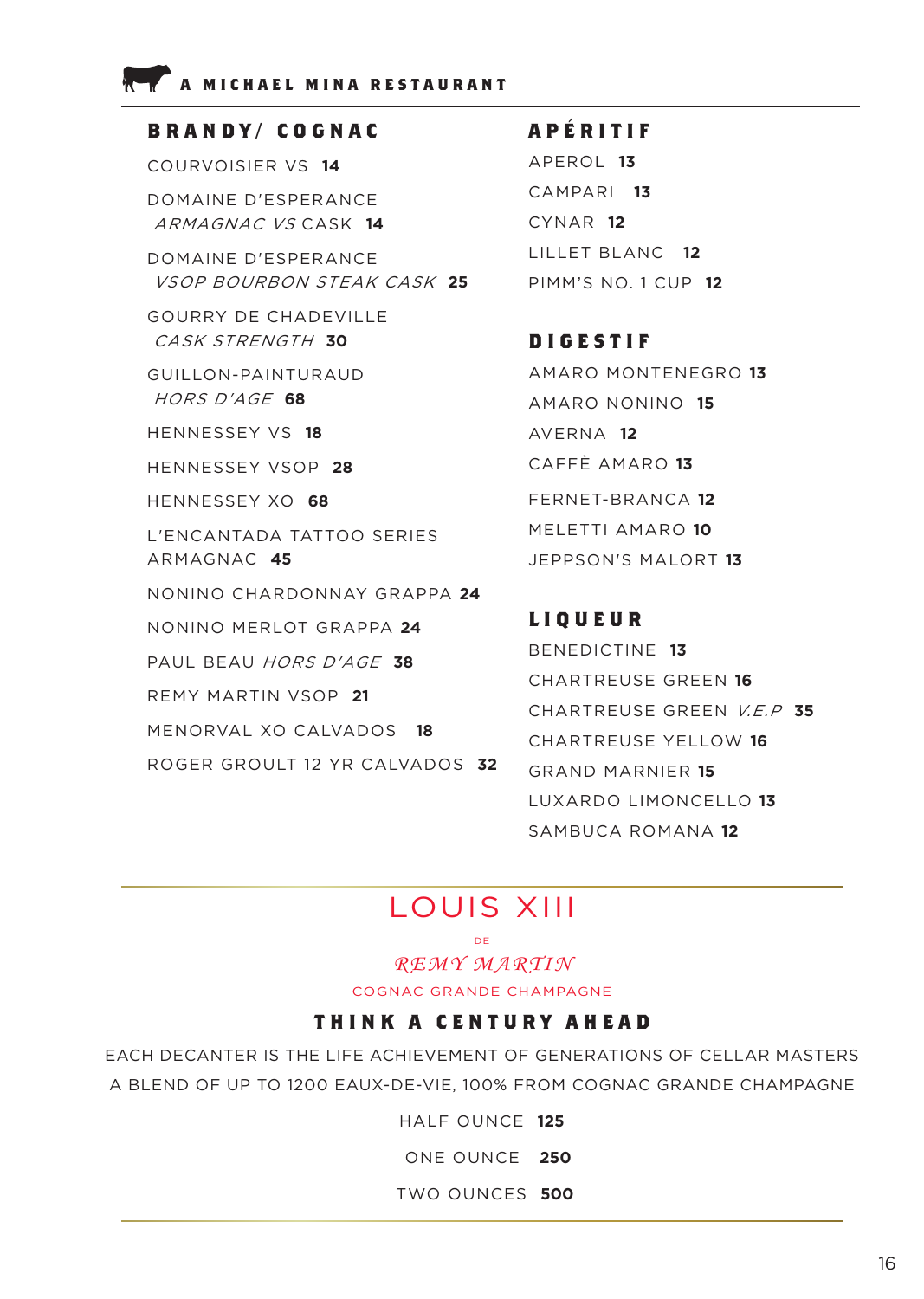A MICHAEL MINA RESTAURANT

## BRANDY/ COGNAC

COURVOISIER VS **14**

DOMAINE D'ESPERANCE *ARMAGNAC VS* CASK **14**

DOMAINE D'ESPERANCE *VSOP BOURBON STEAK CASK* **25**

GOURRY DE CHADEVILLE *CASK STRENGTH* **30**

GUILLON-PAINTURAUD *HORS D'AGE* **68**

HENNESSEY VS **18**

HENNESSEY VSOP **28**

HENNESSEY XO **68**

L'ENCANTADA TATTOO SERIES ARMAGNAC **45**

NONINO CHARDONNAY GRAPPA **24**

NONINO MERLOT GRAPPA **24**

PAUL BEAU *HORS D'AGE* **38**

REMY MARTIN VSOP **21**

MENORVAL XO CALVADOS **18**

ROGER GROULT 12 YR CALVADOS **32**

## APÉRITIF

APEROL **13**

CAMPARI **13**

CYNAR **12**

LILLET BLANC **12**

PIMM'S NO. 1 CUP **12**

## DIGESTIF

AMARO MONTENEGRO **13**

AMARO NONINO **15**

AVERNA **12**

CAFFÈ AMARO **13**

FERNET-BRANCA **12**

MELETTI AMARO **10**

JEPPSON'S MALORT **13**

## LIQUEUR

BENEDICTINE **13**

CHARTREUSE GREEN **16**

CHARTREUSE GREEN *V.E.P* **35**

CHARTREUSE YELLOW **16**

GRAND MARNIER **15**

LUXARDO LIMONCELLO **13**

SAMBUCA ROMANA **12**

---

## LOUIS XIII

DE

*REMY MARTIN*

COGNAC GRANDE CHAMPAGNE

### THINK A CENTURY AHEAD

EACH DECANTER IS THE LIFE ACHIEVEMENT OF GENERATIONS OF CELLAR MASTERS

A BLEND OF UP TO 1200 EAUX-DE-VIE, 100% FROM COGNAC GRANDE CHAMPAGNE

HALF OUNCE **125**

ONE OUNCE **250**

TWO OUNCES **500**